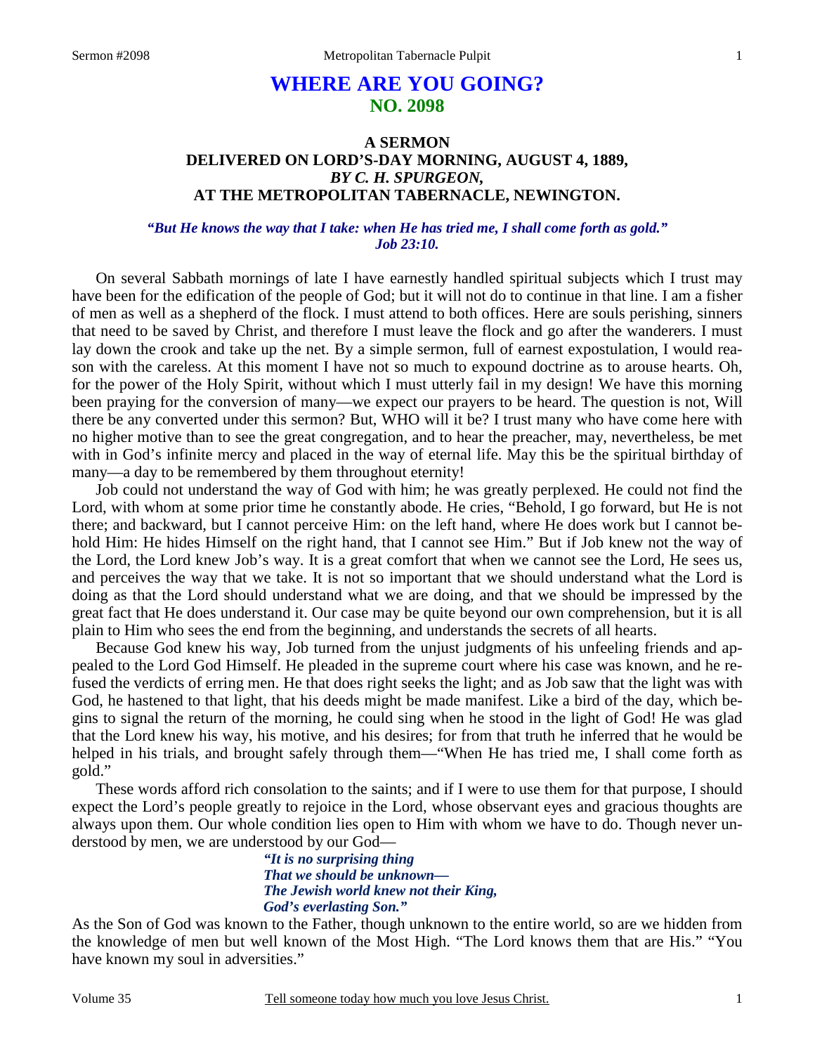# WHERE ARE YOU GOING?
## NO. 2098

### A SERMON
### DELIVERED ON LORD'S-DAY MORNING, AUGUST 4, 1889,
### *BY C. H. SPURGEON,*
### AT THE METROPOLITAN TABERNACLE, NEWINGTON.

***"But He knows the way that I take: when He has tried me, I shall come forth as gold." Job 23:10.***

On several Sabbath mornings of late I have earnestly handled spiritual subjects which I trust may have been for the edification of the people of God; but it will not do to continue in that line. I am a fisher of men as well as a shepherd of the flock. I must attend to both offices. Here are souls perishing, sinners that need to be saved by Christ, and therefore I must leave the flock and go after the wanderers. I must lay down the crook and take up the net. By a simple sermon, full of earnest expostulation, I would reason with the careless. At this moment I have not so much to expound doctrine as to arouse hearts. Oh, for the power of the Holy Spirit, without which I must utterly fail in my design! We have this morning been praying for the conversion of many—we expect our prayers to be heard. The question is not, Will there be any converted under this sermon? But, WHO will it be? I trust many who have come here with no higher motive than to see the great congregation, and to hear the preacher, may, nevertheless, be met with in God's infinite mercy and placed in the way of eternal life. May this be the spiritual birthday of many—a day to be remembered by them throughout eternity!

Job could not understand the way of God with him; he was greatly perplexed. He could not find the Lord, with whom at some prior time he constantly abode. He cries, "Behold, I go forward, but He is not there; and backward, but I cannot perceive Him: on the left hand, where He does work but I cannot behold Him: He hides Himself on the right hand, that I cannot see Him." But if Job knew not the way of the Lord, the Lord knew Job's way. It is a great comfort that when we cannot see the Lord, He sees us, and perceives the way that we take. It is not so important that we should understand what the Lord is doing as that the Lord should understand what we are doing, and that we should be impressed by the great fact that He does understand it. Our case may be quite beyond our own comprehension, but it is all plain to Him who sees the end from the beginning, and understands the secrets of all hearts.

Because God knew his way, Job turned from the unjust judgments of his unfeeling friends and appealed to the Lord God Himself. He pleaded in the supreme court where his case was known, and he refused the verdicts of erring men. He that does right seeks the light; and as Job saw that the light was with God, he hastened to that light, that his deeds might be made manifest. Like a bird of the day, which begins to signal the return of the morning, he could sing when he stood in the light of God! He was glad that the Lord knew his way, his motive, and his desires; for from that truth he inferred that he would be helped in his trials, and brought safely through them—"When He has tried me, I shall come forth as gold."

These words afford rich consolation to the saints; and if I were to use them for that purpose, I should expect the Lord's people greatly to rejoice in the Lord, whose observant eyes and gracious thoughts are always upon them. Our whole condition lies open to Him with whom we have to do. Though never understood by men, we are understood by our God—

> ***"It is no surprising thing***
> ***That we should be unknown—***
> ***The Jewish world knew not their King,***
> ***God's everlasting Son."***

As the Son of God was known to the Father, though unknown to the entire world, so are we hidden from the knowledge of men but well known of the Most High. "The Lord knows them that are His." "You have known my soul in adversities."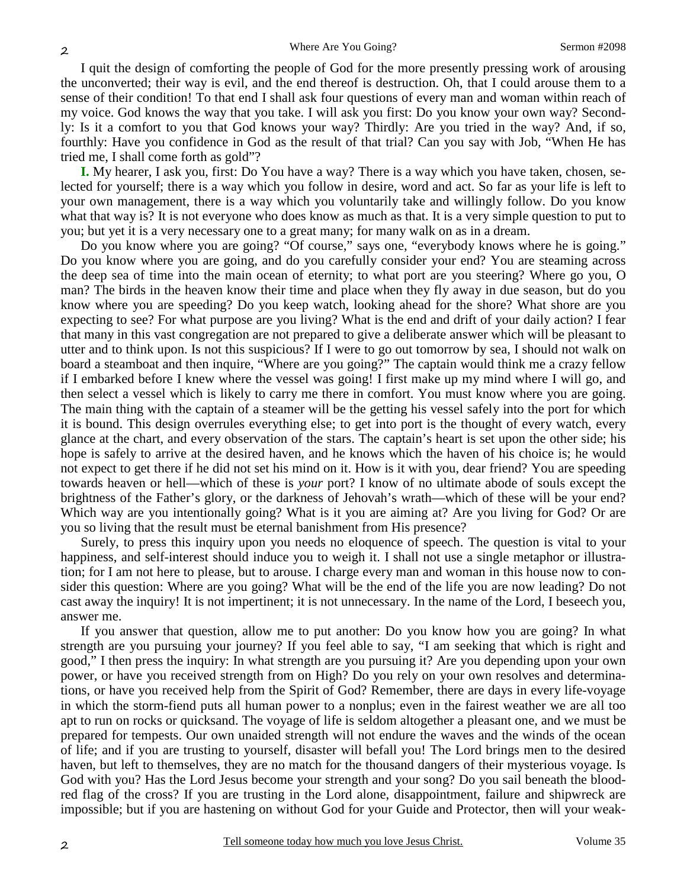I quit the design of comforting the people of God for the more presently pressing work of arousing the unconverted; their way is evil, and the end thereof is destruction. Oh, that I could arouse them to a sense of their condition! To that end I shall ask four questions of every man and woman within reach of my voice. God knows the way that you take. I will ask you first: Do you know your own way? Secondly: Is it a comfort to you that God knows your way? Thirdly: Are you tried in the way? And, if so, fourthly: Have you confidence in God as the result of that trial? Can you say with Job, "When He has tried me, I shall come forth as gold"?

**I.** My hearer, I ask you, first: Do You have a way? There is a way which you have taken, chosen, selected for yourself; there is a way which you follow in desire, word and act. So far as your life is left to your own management, there is a way which you voluntarily take and willingly follow. Do you know what that way is? It is not everyone who does know as much as that. It is a very simple question to put to you; but yet it is a very necessary one to a great many; for many walk on as in a dream.

Do you know where you are going? "Of course," says one, "everybody knows where he is going." Do you know where you are going, and do you carefully consider your end? You are steaming across the deep sea of time into the main ocean of eternity; to what port are you steering? Where go you, O man? The birds in the heaven know their time and place when they fly away in due season, but do you know where you are speeding? Do you keep watch, looking ahead for the shore? What shore are you expecting to see? For what purpose are you living? What is the end and drift of your daily action? I fear that many in this vast congregation are not prepared to give a deliberate answer which will be pleasant to utter and to think upon. Is not this suspicious? If I were to go out tomorrow by sea, I should not walk on board a steamboat and then inquire, "Where are you going?" The captain would think me a crazy fellow if I embarked before I knew where the vessel was going! I first make up my mind where I will go, and then select a vessel which is likely to carry me there in comfort. You must know where you are going. The main thing with the captain of a steamer will be the getting his vessel safely into the port for which it is bound. This design overrules everything else; to get into port is the thought of every watch, every glance at the chart, and every observation of the stars. The captain's heart is set upon the other side; his hope is safely to arrive at the desired haven, and he knows which the haven of his choice is; he would not expect to get there if he did not set his mind on it. How is it with you, dear friend? You are speeding towards heaven or hell—which of these is *your* port? I know of no ultimate abode of souls except the brightness of the Father's glory, or the darkness of Jehovah's wrath—which of these will be your end? Which way are you intentionally going? What is it you are aiming at? Are you living for God? Or are you so living that the result must be eternal banishment from His presence?

Surely, to press this inquiry upon you needs no eloquence of speech. The question is vital to your happiness, and self-interest should induce you to weigh it. I shall not use a single metaphor or illustration; for I am not here to please, but to arouse. I charge every man and woman in this house now to consider this question: Where are you going? What will be the end of the life you are now leading? Do not cast away the inquiry! It is not impertinent; it is not unnecessary. In the name of the Lord, I beseech you, answer me.

If you answer that question, allow me to put another: Do you know how you are going? In what strength are you pursuing your journey? If you feel able to say, "I am seeking that which is right and good," I then press the inquiry: In what strength are you pursuing it? Are you depending upon your own power, or have you received strength from on High? Do you rely on your own resolves and determinations, or have you received help from the Spirit of God? Remember, there are days in every life-voyage in which the storm-fiend puts all human power to a nonplus; even in the fairest weather we are all too apt to run on rocks or quicksand. The voyage of life is seldom altogether a pleasant one, and we must be prepared for tempests. Our own unaided strength will not endure the waves and the winds of the ocean of life; and if you are trusting to yourself, disaster will befall you! The Lord brings men to the desired haven, but left to themselves, they are no match for the thousand dangers of their mysterious voyage. Is God with you? Has the Lord Jesus become your strength and your song? Do you sail beneath the blood-red flag of the cross? If you are trusting in the Lord alone, disappointment, failure and shipwreck are impossible; but if you are hastening on without God for your Guide and Protector, then will your weak-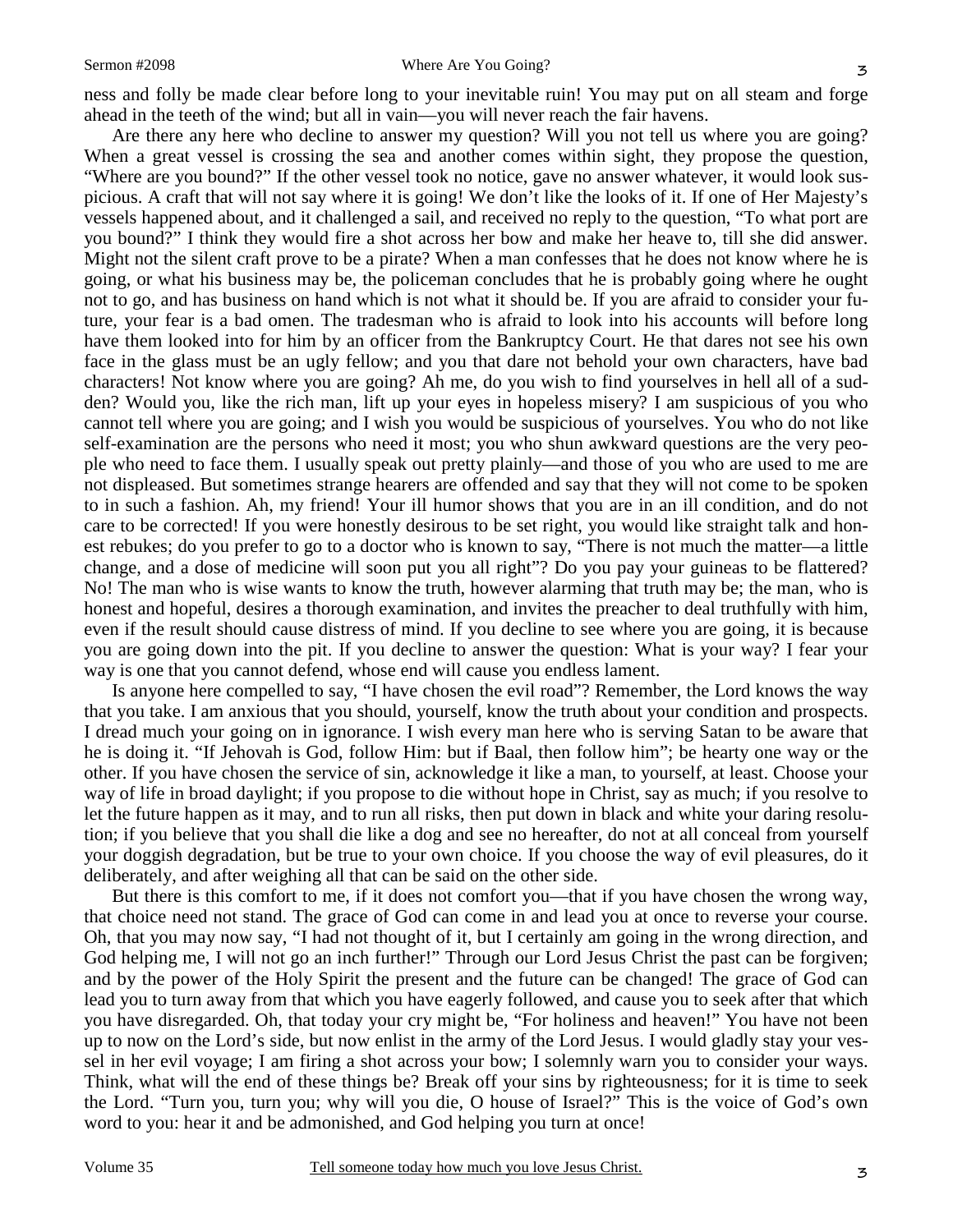ness and folly be made clear before long to your inevitable ruin! You may put on all steam and forge ahead in the teeth of the wind; but all in vain—you will never reach the fair havens.

Are there any here who decline to answer my question? Will you not tell us where you are going? When a great vessel is crossing the sea and another comes within sight, they propose the question, "Where are you bound?" If the other vessel took no notice, gave no answer whatever, it would look suspicious. A craft that will not say where it is going! We don't like the looks of it. If one of Her Majesty's vessels happened about, and it challenged a sail, and received no reply to the question, "To what port are you bound?" I think they would fire a shot across her bow and make her heave to, till she did answer. Might not the silent craft prove to be a pirate? When a man confesses that he does not know where he is going, or what his business may be, the policeman concludes that he is probably going where he ought not to go, and has business on hand which is not what it should be. If you are afraid to consider your future, your fear is a bad omen. The tradesman who is afraid to look into his accounts will before long have them looked into for him by an officer from the Bankruptcy Court. He that dares not see his own face in the glass must be an ugly fellow; and you that dare not behold your own characters, have bad characters! Not know where you are going? Ah me, do you wish to find yourselves in hell all of a sudden? Would you, like the rich man, lift up your eyes in hopeless misery? I am suspicious of you who cannot tell where you are going; and I wish you would be suspicious of yourselves. You who do not like self-examination are the persons who need it most; you who shun awkward questions are the very people who need to face them. I usually speak out pretty plainly—and those of you who are used to me are not displeased. But sometimes strange hearers are offended and say that they will not come to be spoken to in such a fashion. Ah, my friend! Your ill humor shows that you are in an ill condition, and do not care to be corrected! If you were honestly desirous to be set right, you would like straight talk and honest rebukes; do you prefer to go to a doctor who is known to say, "There is not much the matter—a little change, and a dose of medicine will soon put you all right"? Do you pay your guineas to be flattered? No! The man who is wise wants to know the truth, however alarming that truth may be; the man, who is honest and hopeful, desires a thorough examination, and invites the preacher to deal truthfully with him, even if the result should cause distress of mind. If you decline to see where you are going, it is because you are going down into the pit. If you decline to answer the question: What is your way? I fear your way is one that you cannot defend, whose end will cause you endless lament.

Is anyone here compelled to say, "I have chosen the evil road"? Remember, the Lord knows the way that you take. I am anxious that you should, yourself, know the truth about your condition and prospects. I dread much your going on in ignorance. I wish every man here who is serving Satan to be aware that he is doing it. "If Jehovah is God, follow Him: but if Baal, then follow him"; be hearty one way or the other. If you have chosen the service of sin, acknowledge it like a man, to yourself, at least. Choose your way of life in broad daylight; if you propose to die without hope in Christ, say as much; if you resolve to let the future happen as it may, and to run all risks, then put down in black and white your daring resolution; if you believe that you shall die like a dog and see no hereafter, do not at all conceal from yourself your doggish degradation, but be true to your own choice. If you choose the way of evil pleasures, do it deliberately, and after weighing all that can be said on the other side.

But there is this comfort to me, if it does not comfort you—that if you have chosen the wrong way, that choice need not stand. The grace of God can come in and lead you at once to reverse your course. Oh, that you may now say, "I had not thought of it, but I certainly am going in the wrong direction, and God helping me, I will not go an inch further!" Through our Lord Jesus Christ the past can be forgiven; and by the power of the Holy Spirit the present and the future can be changed! The grace of God can lead you to turn away from that which you have eagerly followed, and cause you to seek after that which you have disregarded. Oh, that today your cry might be, "For holiness and heaven!" You have not been up to now on the Lord's side, but now enlist in the army of the Lord Jesus. I would gladly stay your vessel in her evil voyage; I am firing a shot across your bow; I solemnly warn you to consider your ways. Think, what will the end of these things be? Break off your sins by righteousness; for it is time to seek the Lord. "Turn you, turn you; why will you die, O house of Israel?" This is the voice of God's own word to you: hear it and be admonished, and God helping you turn at once!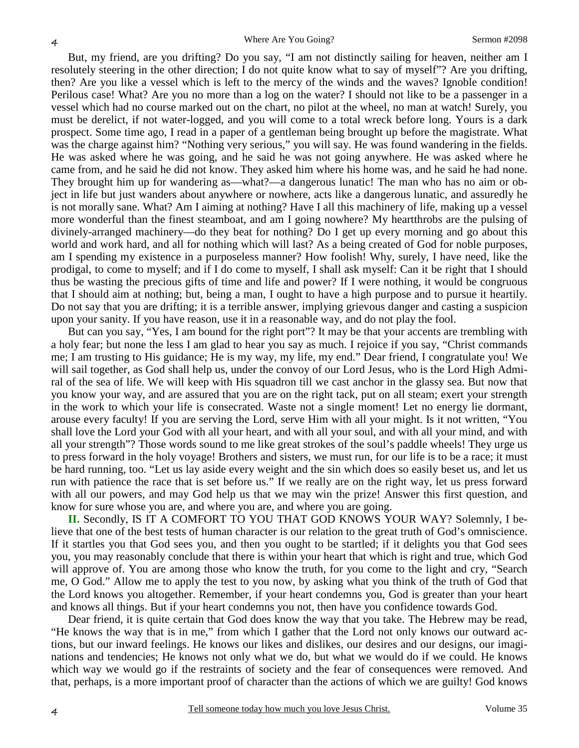But, my friend, are you drifting? Do you say, "I am not distinctly sailing for heaven, neither am I resolutely steering in the other direction; I do not quite know what to say of myself"? Are you drifting, then? Are you like a vessel which is left to the mercy of the winds and the waves? Ignoble condition! Perilous case! What? Are you no more than a log on the water? I should not like to be a passenger in a vessel which had no course marked out on the chart, no pilot at the wheel, no man at watch! Surely, you must be derelict, if not water-logged, and you will come to a total wreck before long. Yours is a dark prospect. Some time ago, I read in a paper of a gentleman being brought up before the magistrate. What was the charge against him? "Nothing very serious," you will say. He was found wandering in the fields. He was asked where he was going, and he said he was not going anywhere. He was asked where he came from, and he said he did not know. They asked him where his home was, and he said he had none. They brought him up for wandering as—what?—a dangerous lunatic! The man who has no aim or object in life but just wanders about anywhere or nowhere, acts like a dangerous lunatic, and assuredly he is not morally sane. What? Am I aiming at nothing? Have I all this machinery of life, making up a vessel more wonderful than the finest steamboat, and am I going nowhere? My heartthrobs are the pulsing of divinely-arranged machinery—do they beat for nothing? Do I get up every morning and go about this world and work hard, and all for nothing which will last? As a being created of God for noble purposes, am I spending my existence in a purposeless manner? How foolish! Why, surely, I have need, like the prodigal, to come to myself; and if I do come to myself, I shall ask myself: Can it be right that I should thus be wasting the precious gifts of time and life and power? If I were nothing, it would be congruous that I should aim at nothing; but, being a man, I ought to have a high purpose and to pursue it heartily. Do not say that you are drifting; it is a terrible answer, implying grievous danger and casting a suspicion upon your sanity. If you have reason, use it in a reasonable way, and do not play the fool.

But can you say, "Yes, I am bound for the right port"? It may be that your accents are trembling with a holy fear; but none the less I am glad to hear you say as much. I rejoice if you say, "Christ commands me; I am trusting to His guidance; He is my way, my life, my end." Dear friend, I congratulate you! We will sail together, as God shall help us, under the convoy of our Lord Jesus, who is the Lord High Admiral of the sea of life. We will keep with His squadron till we cast anchor in the glassy sea. But now that you know your way, and are assured that you are on the right tack, put on all steam; exert your strength in the work to which your life is consecrated. Waste not a single moment! Let no energy lie dormant, arouse every faculty! If you are serving the Lord, serve Him with all your might. Is it not written, "You shall love the Lord your God with all your heart, and with all your soul, and with all your mind, and with all your strength"? Those words sound to me like great strokes of the soul's paddle wheels! They urge us to press forward in the holy voyage! Brothers and sisters, we must run, for our life is to be a race; it must be hard running, too. "Let us lay aside every weight and the sin which does so easily beset us, and let us run with patience the race that is set before us." If we really are on the right way, let us press forward with all our powers, and may God help us that we may win the prize! Answer this first question, and know for sure whose you are, and where you are, and where you are going.

**II.** Secondly, IS IT A COMFORT TO YOU THAT GOD KNOWS YOUR WAY? Solemnly, I believe that one of the best tests of human character is our relation to the great truth of God's omniscience. If it startles you that God sees you, and then you ought to be startled; if it delights you that God sees you, you may reasonably conclude that there is within your heart that which is right and true, which God will approve of. You are among those who know the truth, for you come to the light and cry, "Search me, O God." Allow me to apply the test to you now, by asking what you think of the truth of God that the Lord knows you altogether. Remember, if your heart condemns you, God is greater than your heart and knows all things. But if your heart condemns you not, then have you confidence towards God.

Dear friend, it is quite certain that God does know the way that you take. The Hebrew may be read, "He knows the way that is in me," from which I gather that the Lord not only knows our outward actions, but our inward feelings. He knows our likes and dislikes, our desires and our designs, our imaginations and tendencies; He knows not only what we do, but what we would do if we could. He knows which way we would go if the restraints of society and the fear of consequences were removed. And that, perhaps, is a more important proof of character than the actions of which we are guilty! God knows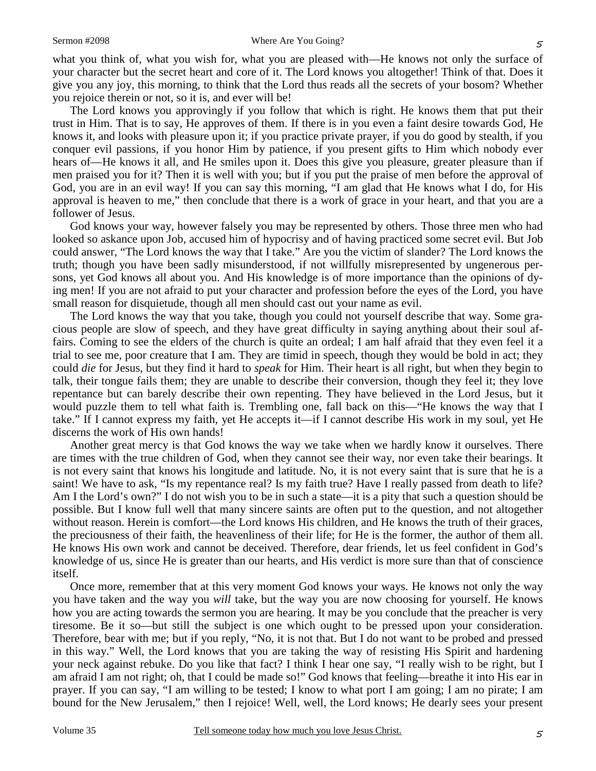what you think of, what you wish for, what you are pleased with—He knows not only the surface of your character but the secret heart and core of it. The Lord knows you altogether! Think of that. Does it give you any joy, this morning, to think that the Lord thus reads all the secrets of your bosom? Whether you rejoice therein or not, so it is, and ever will be!

The Lord knows you approvingly if you follow that which is right. He knows them that put their trust in Him. That is to say, He approves of them. If there is in you even a faint desire towards God, He knows it, and looks with pleasure upon it; if you practice private prayer, if you do good by stealth, if you conquer evil passions, if you honor Him by patience, if you present gifts to Him which nobody ever hears of—He knows it all, and He smiles upon it. Does this give you pleasure, greater pleasure than if men praised you for it? Then it is well with you; but if you put the praise of men before the approval of God, you are in an evil way! If you can say this morning, "I am glad that He knows what I do, for His approval is heaven to me," then conclude that there is a work of grace in your heart, and that you are a follower of Jesus.

God knows your way, however falsely you may be represented by others. Those three men who had looked so askance upon Job, accused him of hypocrisy and of having practiced some secret evil. But Job could answer, "The Lord knows the way that I take." Are you the victim of slander? The Lord knows the truth; though you have been sadly misunderstood, if not willfully misrepresented by ungenerous persons, yet God knows all about you. And His knowledge is of more importance than the opinions of dying men! If you are not afraid to put your character and profession before the eyes of the Lord, you have small reason for disquietude, though all men should cast out your name as evil.

The Lord knows the way that you take, though you could not yourself describe that way. Some gracious people are slow of speech, and they have great difficulty in saying anything about their soul affairs. Coming to see the elders of the church is quite an ordeal; I am half afraid that they even feel it a trial to see me, poor creature that I am. They are timid in speech, though they would be bold in act; they could *die* for Jesus, but they find it hard to *speak* for Him. Their heart is all right, but when they begin to talk, their tongue fails them; they are unable to describe their conversion, though they feel it; they love repentance but can barely describe their own repenting. They have believed in the Lord Jesus, but it would puzzle them to tell what faith is. Trembling one, fall back on this—"He knows the way that I take." If I cannot express my faith, yet He accepts it—if I cannot describe His work in my soul, yet He discerns the work of His own hands!

Another great mercy is that God knows the way we take when we hardly know it ourselves. There are times with the true children of God, when they cannot see their way, nor even take their bearings. It is not every saint that knows his longitude and latitude. No, it is not every saint that is sure that he is a saint! We have to ask, "Is my repentance real? Is my faith true? Have I really passed from death to life? Am I the Lord's own?" I do not wish you to be in such a state—it is a pity that such a question should be possible. But I know full well that many sincere saints are often put to the question, and not altogether without reason. Herein is comfort—the Lord knows His children, and He knows the truth of their graces, the preciousness of their faith, the heavenliness of their life; for He is the former, the author of them all. He knows His own work and cannot be deceived. Therefore, dear friends, let us feel confident in God's knowledge of us, since He is greater than our hearts, and His verdict is more sure than that of conscience itself.

Once more, remember that at this very moment God knows your ways. He knows not only the way you have taken and the way you *will* take, but the way you are now choosing for yourself. He knows how you are acting towards the sermon you are hearing. It may be you conclude that the preacher is very tiresome. Be it so—but still the subject is one which ought to be pressed upon your consideration. Therefore, bear with me; but if you reply, "No, it is not that. But I do not want to be probed and pressed in this way." Well, the Lord knows that you are taking the way of resisting His Spirit and hardening your neck against rebuke. Do you like that fact? I think I hear one say, "I really wish to be right, but I am afraid I am not right; oh, that I could be made so!" God knows that feeling—breathe it into His ear in prayer. If you can say, "I am willing to be tested; I know to what port I am going; I am no pirate; I am bound for the New Jerusalem," then I rejoice! Well, well, the Lord knows; He dearly sees your present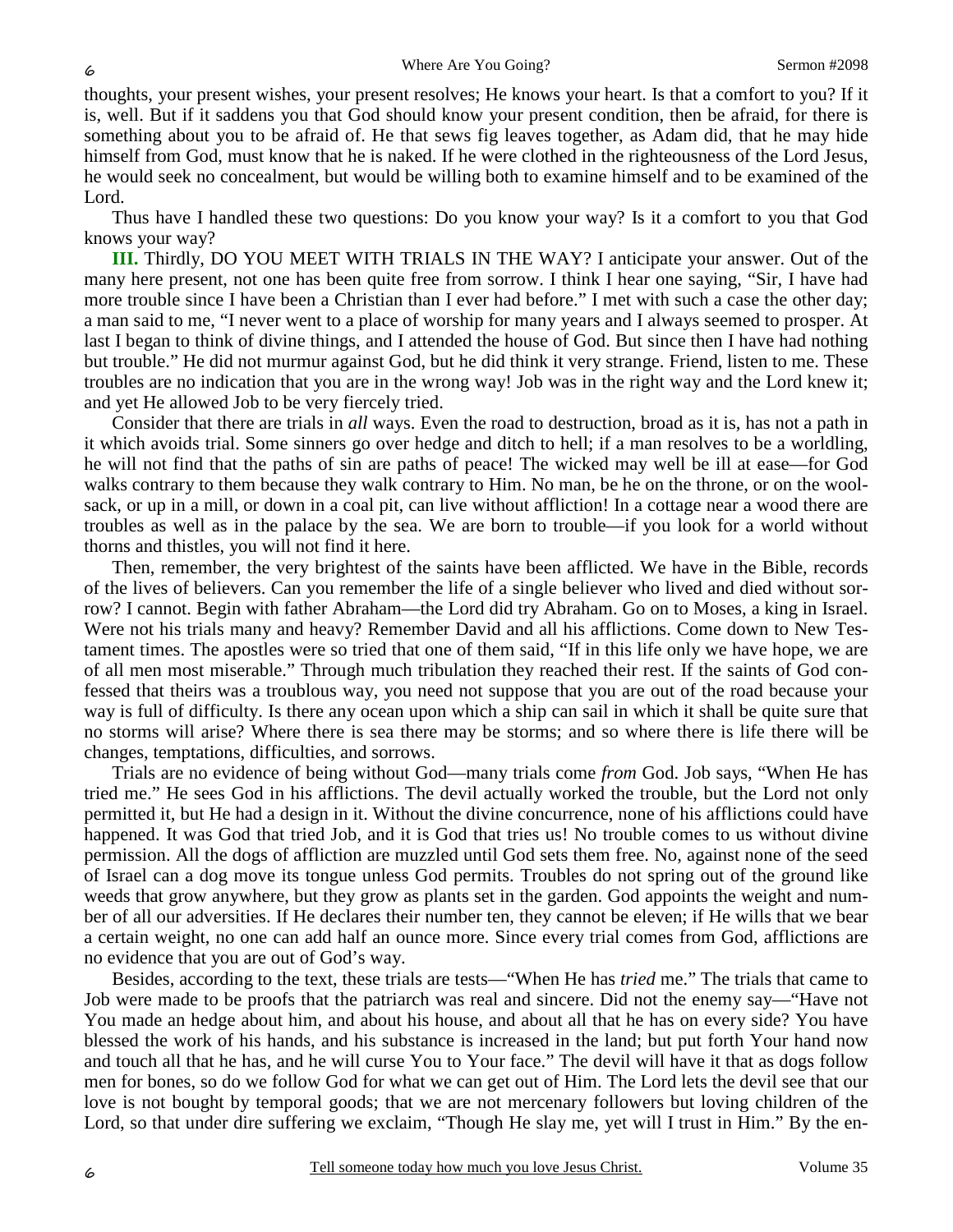thoughts, your present wishes, your present resolves; He knows your heart. Is that a comfort to you? If it is, well. But if it saddens you that God should know your present condition, then be afraid, for there is something about you to be afraid of. He that sews fig leaves together, as Adam did, that he may hide himself from God, must know that he is naked. If he were clothed in the righteousness of the Lord Jesus, he would seek no concealment, but would be willing both to examine himself and to be examined of the Lord.

Thus have I handled these two questions: Do you know your way? Is it a comfort to you that God knows your way?

**III.** Thirdly, DO YOU MEET WITH TRIALS IN THE WAY? I anticipate your answer. Out of the many here present, not one has been quite free from sorrow. I think I hear one saying, "Sir, I have had more trouble since I have been a Christian than I ever had before." I met with such a case the other day; a man said to me, "I never went to a place of worship for many years and I always seemed to prosper. At last I began to think of divine things, and I attended the house of God. But since then I have had nothing but trouble." He did not murmur against God, but he did think it very strange. Friend, listen to me. These troubles are no indication that you are in the wrong way! Job was in the right way and the Lord knew it; and yet He allowed Job to be very fiercely tried.

Consider that there are trials in *all* ways. Even the road to destruction, broad as it is, has not a path in it which avoids trial. Some sinners go over hedge and ditch to hell; if a man resolves to be a worldling, he will not find that the paths of sin are paths of peace! The wicked may well be ill at ease—for God walks contrary to them because they walk contrary to Him. No man, be he on the throne, or on the woolsack, or up in a mill, or down in a coal pit, can live without affliction! In a cottage near a wood there are troubles as well as in the palace by the sea. We are born to trouble—if you look for a world without thorns and thistles, you will not find it here.

Then, remember, the very brightest of the saints have been afflicted. We have in the Bible, records of the lives of believers. Can you remember the life of a single believer who lived and died without sorrow? I cannot. Begin with father Abraham—the Lord did try Abraham. Go on to Moses, a king in Israel. Were not his trials many and heavy? Remember David and all his afflictions. Come down to New Testament times. The apostles were so tried that one of them said, "If in this life only we have hope, we are of all men most miserable." Through much tribulation they reached their rest. If the saints of God confessed that theirs was a troublous way, you need not suppose that you are out of the road because your way is full of difficulty. Is there any ocean upon which a ship can sail in which it shall be quite sure that no storms will arise? Where there is sea there may be storms; and so where there is life there will be changes, temptations, difficulties, and sorrows.

Trials are no evidence of being without God—many trials come *from* God. Job says, "When He has tried me." He sees God in his afflictions. The devil actually worked the trouble, but the Lord not only permitted it, but He had a design in it. Without the divine concurrence, none of his afflictions could have happened. It was God that tried Job, and it is God that tries us! No trouble comes to us without divine permission. All the dogs of affliction are muzzled until God sets them free. No, against none of the seed of Israel can a dog move its tongue unless God permits. Troubles do not spring out of the ground like weeds that grow anywhere, but they grow as plants set in the garden. God appoints the weight and number of all our adversities. If He declares their number ten, they cannot be eleven; if He wills that we bear a certain weight, no one can add half an ounce more. Since every trial comes from God, afflictions are no evidence that you are out of God's way.

Besides, according to the text, these trials are tests—"When He has *tried* me." The trials that came to Job were made to be proofs that the patriarch was real and sincere. Did not the enemy say—"Have not You made an hedge about him, and about his house, and about all that he has on every side? You have blessed the work of his hands, and his substance is increased in the land; but put forth Your hand now and touch all that he has, and he will curse You to Your face." The devil will have it that as dogs follow men for bones, so do we follow God for what we can get out of Him. The Lord lets the devil see that our love is not bought by temporal goods; that we are not mercenary followers but loving children of the Lord, so that under dire suffering we exclaim, "Though He slay me, yet will I trust in Him." By the en-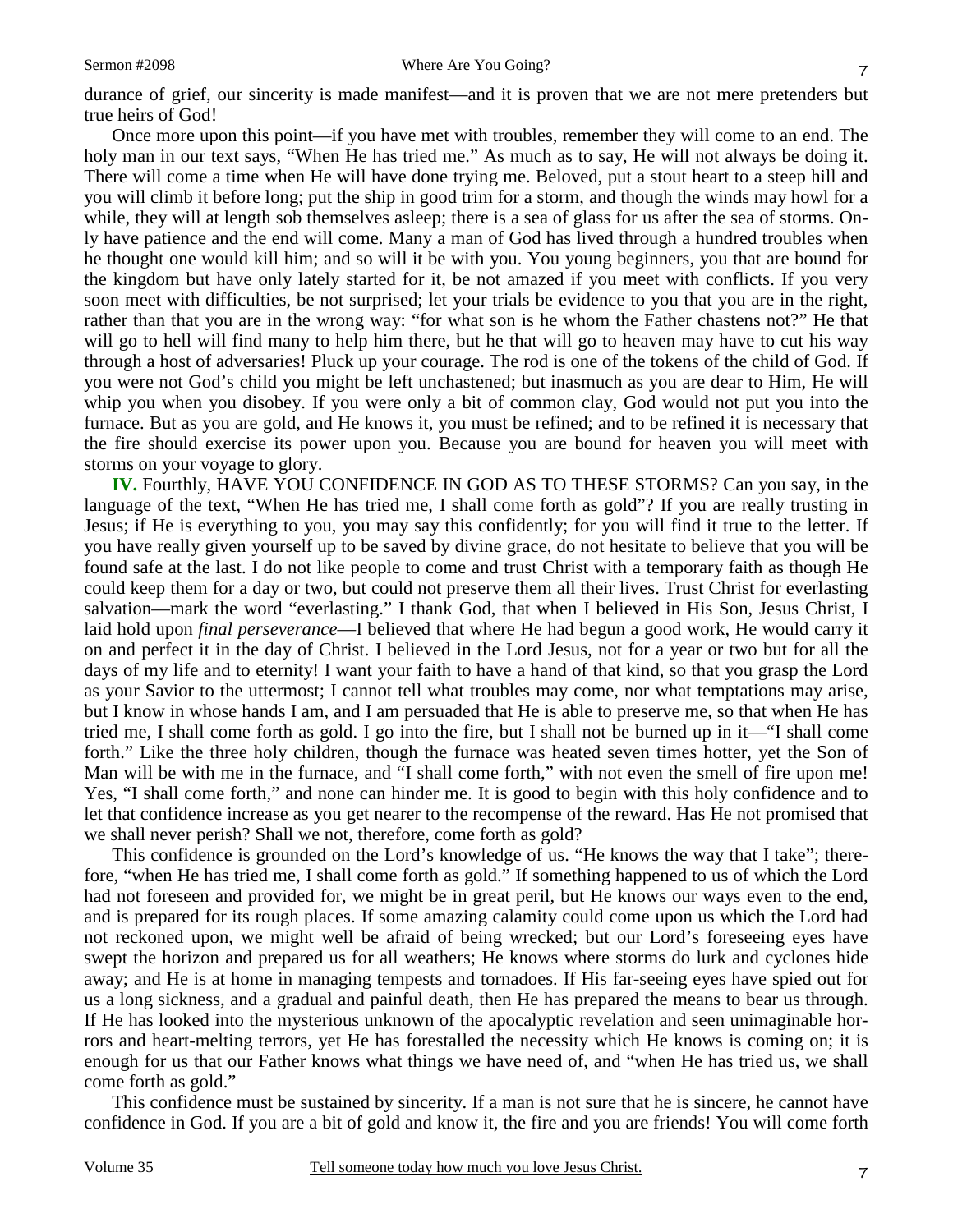durance of grief, our sincerity is made manifest—and it is proven that we are not mere pretenders but true heirs of God!

Once more upon this point—if you have met with troubles, remember they will come to an end. The holy man in our text says, "When He has tried me." As much as to say, He will not always be doing it. There will come a time when He will have done trying me. Beloved, put a stout heart to a steep hill and you will climb it before long; put the ship in good trim for a storm, and though the winds may howl for a while, they will at length sob themselves asleep; there is a sea of glass for us after the sea of storms. Only have patience and the end will come. Many a man of God has lived through a hundred troubles when he thought one would kill him; and so will it be with you. You young beginners, you that are bound for the kingdom but have only lately started for it, be not amazed if you meet with conflicts. If you very soon meet with difficulties, be not surprised; let your trials be evidence to you that you are in the right, rather than that you are in the wrong way: "for what son is he whom the Father chastens not?" He that will go to hell will find many to help him there, but he that will go to heaven may have to cut his way through a host of adversaries! Pluck up your courage. The rod is one of the tokens of the child of God. If you were not God's child you might be left unchastened; but inasmuch as you are dear to Him, He will whip you when you disobey. If you were only a bit of common clay, God would not put you into the furnace. But as you are gold, and He knows it, you must be refined; and to be refined it is necessary that the fire should exercise its power upon you. Because you are bound for heaven you will meet with storms on your voyage to glory.

**IV.** Fourthly, HAVE YOU CONFIDENCE IN GOD AS TO THESE STORMS? Can you say, in the language of the text, "When He has tried me, I shall come forth as gold"? If you are really trusting in Jesus; if He is everything to you, you may say this confidently; for you will find it true to the letter. If you have really given yourself up to be saved by divine grace, do not hesitate to believe that you will be found safe at the last. I do not like people to come and trust Christ with a temporary faith as though He could keep them for a day or two, but could not preserve them all their lives. Trust Christ for everlasting salvation—mark the word "everlasting." I thank God, that when I believed in His Son, Jesus Christ, I laid hold upon *final perseverance*—I believed that where He had begun a good work, He would carry it on and perfect it in the day of Christ. I believed in the Lord Jesus, not for a year or two but for all the days of my life and to eternity! I want your faith to have a hand of that kind, so that you grasp the Lord as your Savior to the uttermost; I cannot tell what troubles may come, nor what temptations may arise, but I know in whose hands I am, and I am persuaded that He is able to preserve me, so that when He has tried me, I shall come forth as gold. I go into the fire, but I shall not be burned up in it—"I shall come forth." Like the three holy children, though the furnace was heated seven times hotter, yet the Son of Man will be with me in the furnace, and "I shall come forth," with not even the smell of fire upon me! Yes, "I shall come forth," and none can hinder me. It is good to begin with this holy confidence and to let that confidence increase as you get nearer to the recompense of the reward. Has He not promised that we shall never perish? Shall we not, therefore, come forth as gold?

This confidence is grounded on the Lord's knowledge of us. "He knows the way that I take"; therefore, "when He has tried me, I shall come forth as gold." If something happened to us of which the Lord had not foreseen and provided for, we might be in great peril, but He knows our ways even to the end, and is prepared for its rough places. If some amazing calamity could come upon us which the Lord had not reckoned upon, we might well be afraid of being wrecked; but our Lord's foreseeing eyes have swept the horizon and prepared us for all weathers; He knows where storms do lurk and cyclones hide away; and He is at home in managing tempests and tornadoes. If His far-seeing eyes have spied out for us a long sickness, and a gradual and painful death, then He has prepared the means to bear us through. If He has looked into the mysterious unknown of the apocalyptic revelation and seen unimaginable horrors and heart-melting terrors, yet He has forestalled the necessity which He knows is coming on; it is enough for us that our Father knows what things we have need of, and "when He has tried us, we shall come forth as gold."

This confidence must be sustained by sincerity. If a man is not sure that he is sincere, he cannot have confidence in God. If you are a bit of gold and know it, the fire and you are friends! You will come forth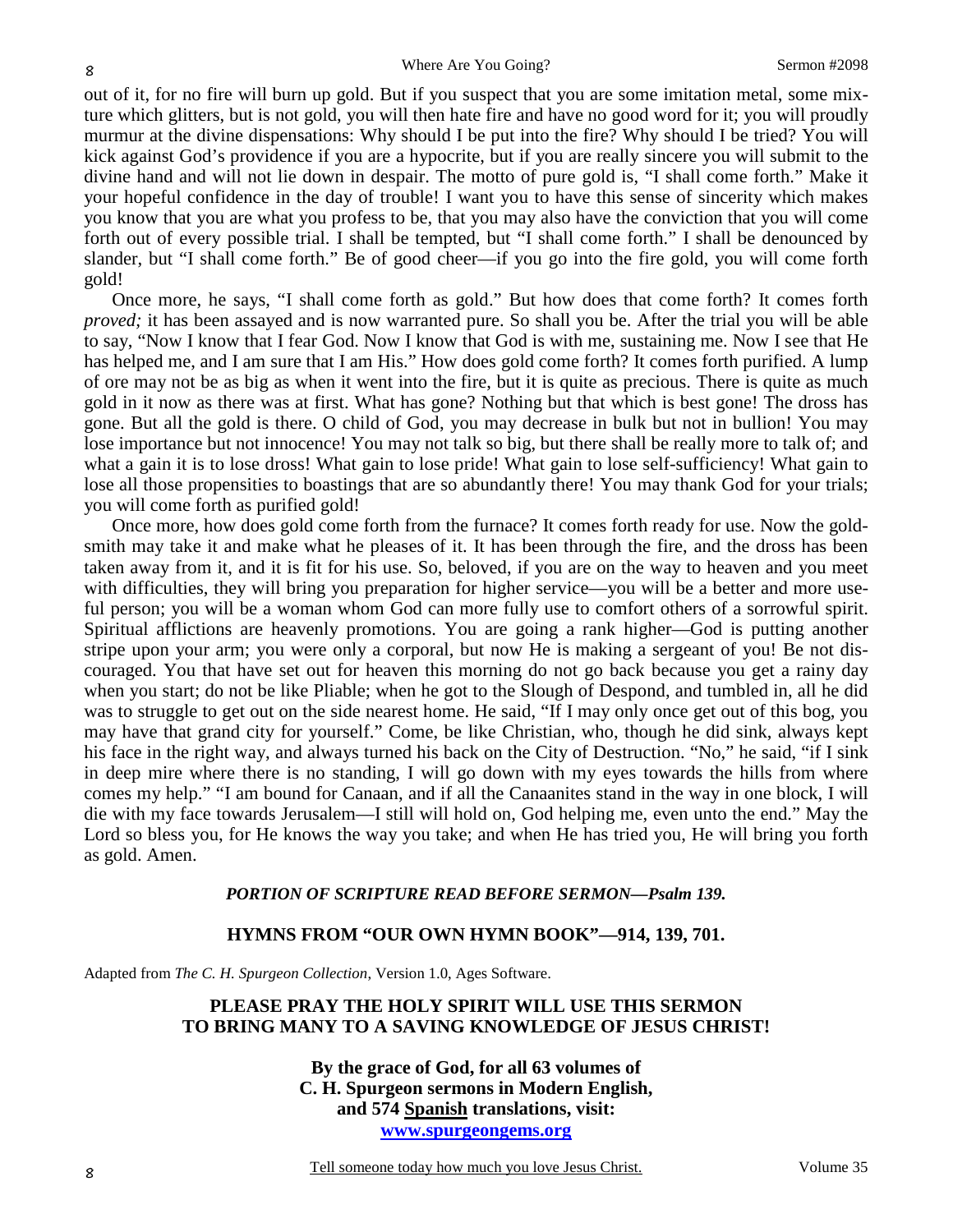out of it, for no fire will burn up gold. But if you suspect that you are some imitation metal, some mixture which glitters, but is not gold, you will then hate fire and have no good word for it; you will proudly murmur at the divine dispensations: Why should I be put into the fire? Why should I be tried? You will kick against God's providence if you are a hypocrite, but if you are really sincere you will submit to the divine hand and will not lie down in despair. The motto of pure gold is, "I shall come forth." Make it your hopeful confidence in the day of trouble! I want you to have this sense of sincerity which makes you know that you are what you profess to be, that you may also have the conviction that you will come forth out of every possible trial. I shall be tempted, but "I shall come forth." I shall be denounced by slander, but "I shall come forth." Be of good cheer—if you go into the fire gold, you will come forth gold!

Once more, he says, "I shall come forth as gold." But how does that come forth? It comes forth *proved;* it has been assayed and is now warranted pure. So shall you be. After the trial you will be able to say, "Now I know that I fear God. Now I know that God is with me, sustaining me. Now I see that He has helped me, and I am sure that I am His." How does gold come forth? It comes forth purified. A lump of ore may not be as big as when it went into the fire, but it is quite as precious. There is quite as much gold in it now as there was at first. What has gone? Nothing but that which is best gone! The dross has gone. But all the gold is there. O child of God, you may decrease in bulk but not in bullion! You may lose importance but not innocence! You may not talk so big, but there shall be really more to talk of; and what a gain it is to lose dross! What gain to lose pride! What gain to lose self-sufficiency! What gain to lose all those propensities to boastings that are so abundantly there! You may thank God for your trials; you will come forth as purified gold!

Once more, how does gold come forth from the furnace? It comes forth ready for use. Now the goldsmith may take it and make what he pleases of it. It has been through the fire, and the dross has been taken away from it, and it is fit for his use. So, beloved, if you are on the way to heaven and you meet with difficulties, they will bring you preparation for higher service—you will be a better and more useful person; you will be a woman whom God can more fully use to comfort others of a sorrowful spirit. Spiritual afflictions are heavenly promotions. You are going a rank higher—God is putting another stripe upon your arm; you were only a corporal, but now He is making a sergeant of you! Be not discouraged. You that have set out for heaven this morning do not go back because you get a rainy day when you start; do not be like Pliable; when he got to the Slough of Despond, and tumbled in, all he did was to struggle to get out on the side nearest home. He said, "If I may only once get out of this bog, you may have that grand city for yourself." Come, be like Christian, who, though he did sink, always kept his face in the right way, and always turned his back on the City of Destruction. "No," he said, "if I sink in deep mire where there is no standing, I will go down with my eyes towards the hills from where comes my help." "I am bound for Canaan, and if all the Canaanites stand in the way in one block, I will die with my face towards Jerusalem—I still will hold on, God helping me, even unto the end." May the Lord so bless you, for He knows the way you take; and when He has tried you, He will bring you forth as gold. Amen.

***PORTION OF SCRIPTURE READ BEFORE SERMON—Psalm 139.***

**HYMNS FROM "OUR OWN HYMN BOOK"—914, 139, 701.**

Adapted from *The C. H. Spurgeon Collection*, Version 1.0, Ages Software.

**PLEASE PRAY THE HOLY SPIRIT WILL USE THIS SERMON TO BRING MANY TO A SAVING KNOWLEDGE OF JESUS CHRIST!**

**By the grace of God, for all 63 volumes of C. H. Spurgeon sermons in Modern English, and 574 Spanish translations, visit: www.spurgeongems.org**